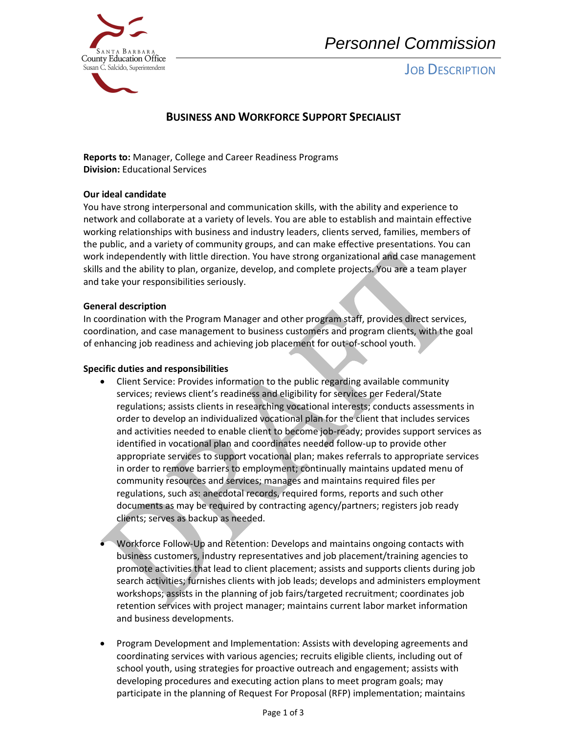Santa Barbara County Education Office
Susan C. Salcido, Superintendent

*Personnel Commission*

JOB DESCRIPTION

# BUSINESS AND WORKFORCE SUPPORT SPECIALIST

**Reports to:** Manager, College and Career Readiness Programs
**Division:** Educational Services

**Our ideal candidate**
You have strong interpersonal and communication skills, with the ability and experience to network and collaborate at a variety of levels. You are able to establish and maintain effective working relationships with business and industry leaders, clients served, families, members of the public, and a variety of community groups, and can make effective presentations. You can work independently with little direction. You have strong organizational and case management skills and the ability to plan, organize, develop, and complete projects. You are a team player and take your responsibilities seriously.

**General description**
In coordination with the Program Manager and other program staff, provides direct services, coordination, and case management to business customers and program clients, with the goal of enhancing job readiness and achieving job placement for out-of-school youth.

**Specific duties and responsibilities**

- Client Service: Provides information to the public regarding available community services; reviews client's readiness and eligibility for services per Federal/State regulations; assists clients in researching vocational interests; conducts assessments in order to develop an individualized vocational plan for the client that includes services and activities needed to enable client to become job-ready; provides support services as identified in vocational plan and coordinates needed follow-up to provide other appropriate services to support vocational plan; makes referrals to appropriate services in order to remove barriers to employment; continually maintains updated menu of community resources and services; manages and maintains required files per regulations, such as: anecdotal records, required forms, reports and such other documents as may be required by contracting agency/partners; registers job ready clients; serves as backup as needed.

- Workforce Follow-Up and Retention: Develops and maintains ongoing contacts with business customers, industry representatives and job placement/training agencies to promote activities that lead to client placement; assists and supports clients during job search activities; furnishes clients with job leads; develops and administers employment workshops; assists in the planning of job fairs/targeted recruitment; coordinates job retention services with project manager; maintains current labor market information and business developments.

- Program Development and Implementation: Assists with developing agreements and coordinating services with various agencies; recruits eligible clients, including out of school youth, using strategies for proactive outreach and engagement; assists with developing procedures and executing action plans to meet program goals; may participate in the planning of Request For Proposal (RFP) implementation; maintains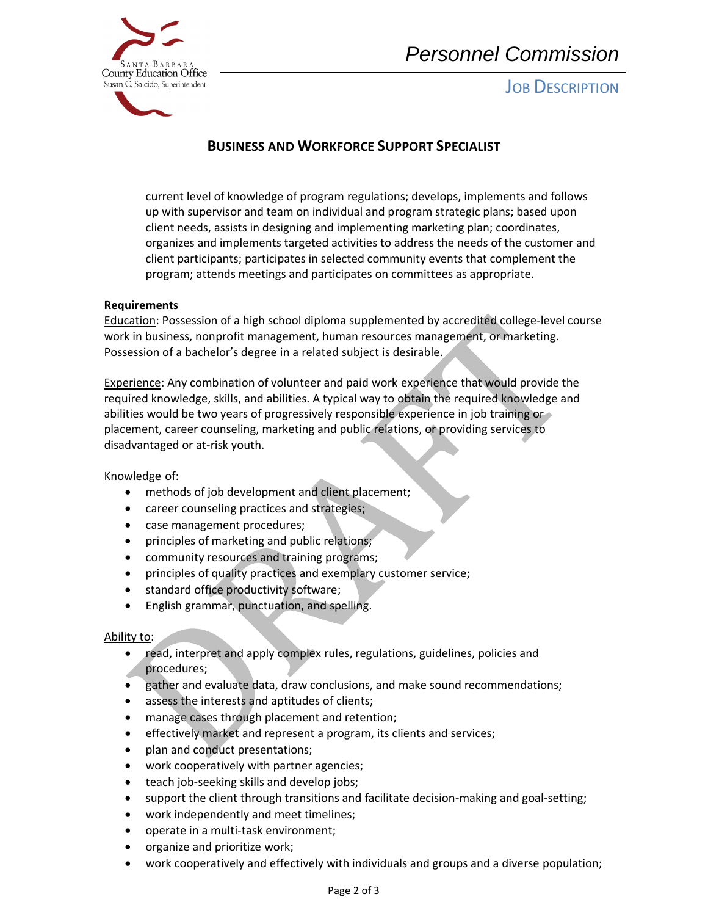current level of knowledge of program regulations; develops, implements and follows up with supervisor and team on individual and program strategic plans; based upon client needs, assists in designing and implementing marketing plan; coordinates, organizes and implements targeted activities to address the needs of the customer and client participants; participates in selected community events that complement the program; attends meetings and participates on committees as appropriate.

**Requirements**

Education: Possession of a high school diploma supplemented by accredited college-level course work in business, nonprofit management, human resources management, or marketing. Possession of a bachelor's degree in a related subject is desirable.

Experience: Any combination of volunteer and paid work experience that would provide the required knowledge, skills, and abilities. A typical way to obtain the required knowledge and abilities would be two years of progressively responsible experience in job training or placement, career counseling, marketing and public relations, or providing services to disadvantaged or at-risk youth.

Knowledge of:

- methods of job development and client placement;
- career counseling practices and strategies;
- case management procedures;
- principles of marketing and public relations;
- community resources and training programs;
- principles of quality practices and exemplary customer service;
- standard office productivity software;
- English grammar, punctuation, and spelling.

Ability to:

- read, interpret and apply complex rules, regulations, guidelines, policies and procedures;
- gather and evaluate data, draw conclusions, and make sound recommendations;
- assess the interests and aptitudes of clients;
- manage cases through placement and retention;
- effectively market and represent a program, its clients and services;
- plan and conduct presentations;
- work cooperatively with partner agencies;
- teach job-seeking skills and develop jobs;
- support the client through transitions and facilitate decision-making and goal-setting;
- work independently and meet timelines;
- operate in a multi-task environment;
- organize and prioritize work;
- work cooperatively and effectively with individuals and groups and a diverse population;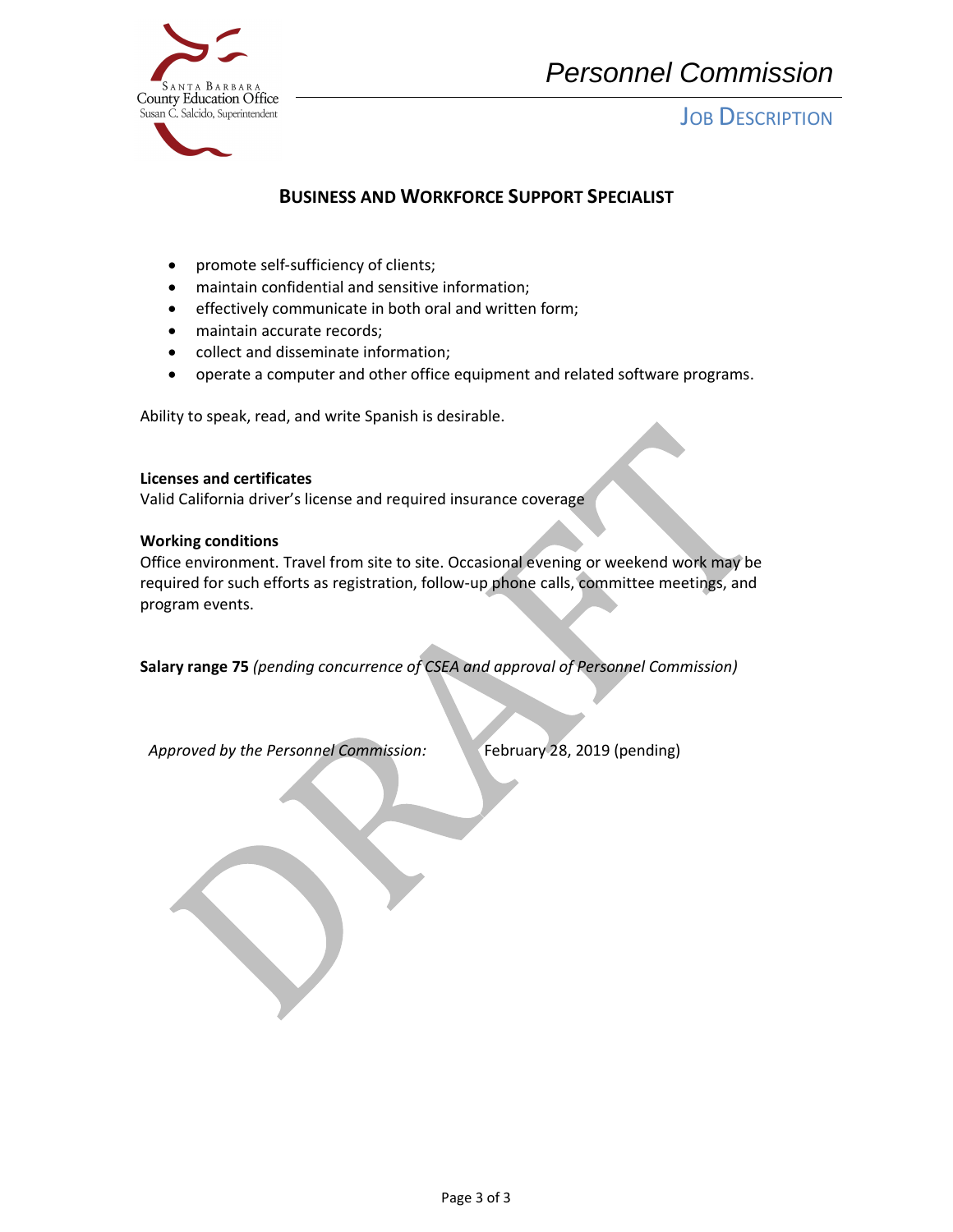## BUSINESS AND WORKFORCE SUPPORT SPECIALIST

- promote self-sufficiency of clients;
- maintain confidential and sensitive information;
- effectively communicate in both oral and written form;
- maintain accurate records;
- collect and disseminate information;
- operate a computer and other office equipment and related software programs.

Ability to speak, read, and write Spanish is desirable.

**Licenses and certificates**
Valid California driver's license and required insurance coverage

**Working conditions**
Office environment. Travel from site to site. Occasional evening or weekend work may be required for such efforts as registration, follow-up phone calls, committee meetings, and program events.

**Salary range 75** *(pending concurrence of CSEA and approval of Personnel Commission)*

*Approved by the Personnel Commission:* February 28, 2019 (pending)